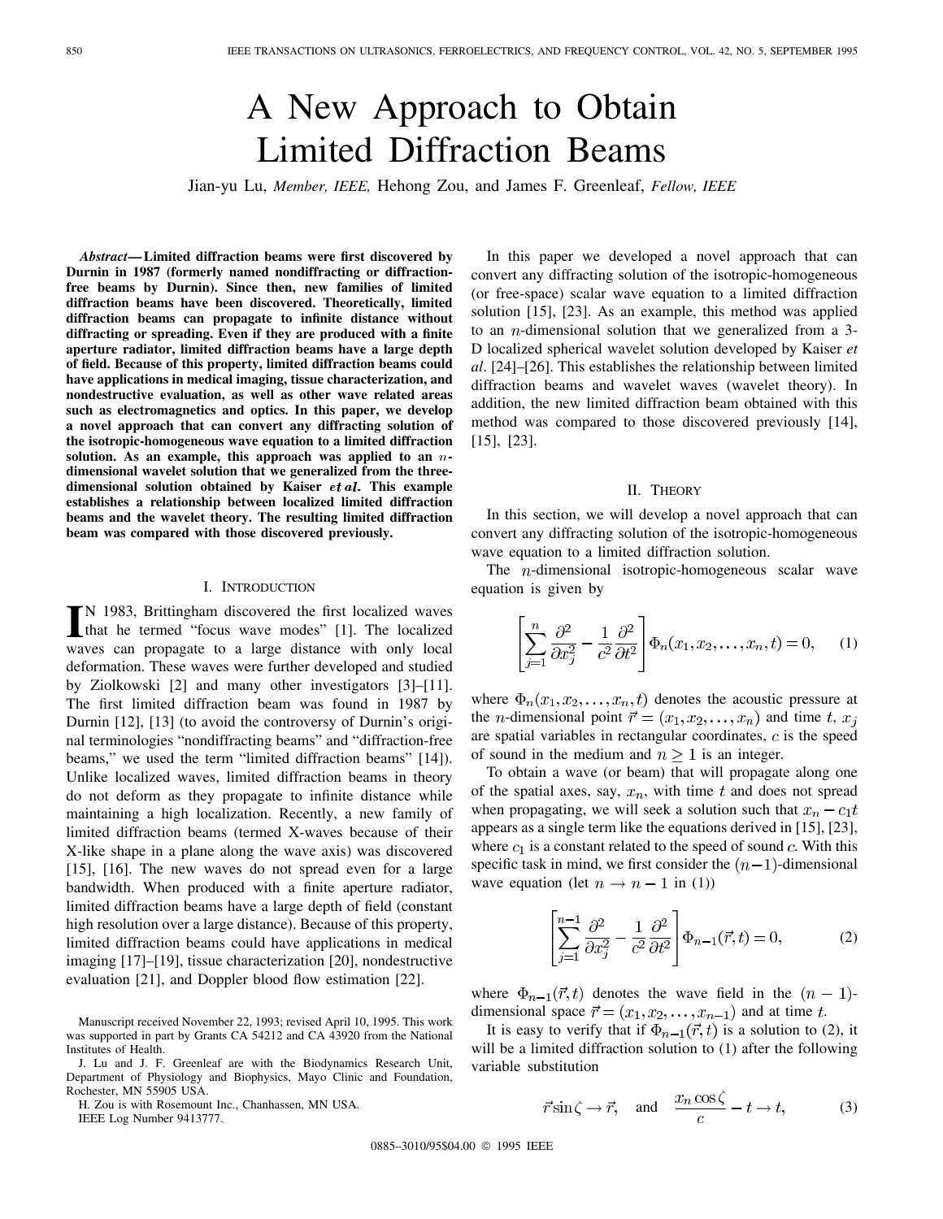# A New Approach to Obtain Limited Diffraction Beams

Jian-yu Lu, *Member, IEEE,* Hehong Zou, and James F. Greenleaf, *Fellow, IEEE*

***Abstract*— Limited diffraction beams were first discovered by Durnin in 1987 (formerly named nondiffracting or diffraction-free beams by Durnin). Since then, new families of limited diffraction beams have been discovered. Theoretically, limited diffraction beams can propagate to infinite distance without diffracting or spreading. Even if they are produced with a finite aperture radiator, limited diffraction beams have a large depth of field. Because of this property, limited diffraction beams could have applications in medical imaging, tissue characterization, and nondestructive evaluation, as well as other wave related areas such as electromagnetics and optics. In this paper, we develop a novel approach that can convert any diffracting solution of the isotropic-homogeneous wave equation to a limited diffraction solution. As an example, this approach was applied to an $n$-dimensional wavelet solution that we generalized from the three-dimensional solution obtained by Kaiser *et al.* This example establishes a relationship between localized limited diffraction beams and the wavelet theory. The resulting limited diffraction beam was compared with those discovered previously.**

## I. Introduction

In 1983, Brittingham discovered the first localized waves that he termed "focus wave modes" [1]. The localized waves can propagate to a large distance with only local deformation. These waves were further developed and studied by Ziolkowski [2] and many other investigators [3]–[11]. The first limited diffraction beam was found in 1987 by Durnin [12], [13] (to avoid the controversy of Durnin's original terminologies "nondiffracting beams" and "diffraction-free beams," we used the term "limited diffraction beams" [14]). Unlike localized waves, limited diffraction beams in theory do not deform as they propagate to infinite distance while maintaining a high localization. Recently, a new family of limited diffraction beams (termed X-waves because of their X-like shape in a plane along the wave axis) was discovered [15], [16]. The new waves do not spread even for a large bandwidth. When produced with a finite aperture radiator, limited diffraction beams have a large depth of field (constant high resolution over a large distance). Because of this property, limited diffraction beams could have applications in medical imaging [17]–[19], tissue characterization [20], nondestructive evaluation [21], and Doppler blood flow estimation [22].

Manuscript received November 22, 1993; revised April 10, 1995. This work was supported in part by Grants CA 54212 and CA 43920 from the National Institutes of Health.

J. Lu and J. F. Greenleaf are with the Biodynamics Research Unit, Department of Physiology and Biophysics, Mayo Clinic and Foundation, Rochester, MN 55905 USA.

H. Zou is with Rosemount Inc., Chanhassen, MN USA.

IEEE Log Number 9413777.

0885–3010/95$04.00 © 1995 IEEE

In this paper we developed a novel approach that can convert any diffracting solution of the isotropic-homogeneous (or free-space) scalar wave equation to a limited diffraction solution [15], [23]. As an example, this method was applied to an $n$-dimensional solution that we generalized from a 3-D localized spherical wavelet solution developed by Kaiser *et al*. [24]–[26]. This establishes the relationship between limited diffraction beams and wavelet waves (wavelet theory). In addition, the new limited diffraction beam obtained with this method was compared to those discovered previously [14], [15], [23].

## II. Theory

In this section, we will develop a novel approach that can convert any diffracting solution of the isotropic-homogeneous wave equation to a limited diffraction solution.

The $n$-dimensional isotropic-homogeneous scalar wave equation is given by

$$\left[\sum_{j=1}^{n} \frac{\partial^2}{\partial x_j^2} - \frac{1}{c^2}\frac{\partial^2}{\partial t^2}\right]\Phi_n(x_1, x_2, \ldots, x_n, t) = 0, \tag{1}$$

where $\Phi_n(x_1, x_2, \ldots, x_n, t)$ denotes the acoustic pressure at the $n$-dimensional point $\vec{r} = (x_1, x_2, \ldots, x_n)$ and time $t$, $x_j$ are spatial variables in rectangular coordinates, $c$ is the speed of sound in the medium and $n \geq 1$ is an integer.

To obtain a wave (or beam) that will propagate along one of the spatial axes, say, $x_n$, with time $t$ and does not spread when propagating, we will seek a solution such that $x_n - c_1 t$ appears as a single term like the equations derived in [15], [23], where $c_1$ is a constant related to the speed of sound $c$. With this specific task in mind, we first consider the $(n-1)$-dimensional wave equation (let $n \to n-1$ in (1))

$$\left[\sum_{j=1}^{n-1} \frac{\partial^2}{\partial x_j^2} - \frac{1}{c^2}\frac{\partial^2}{\partial t^2}\right]\Phi_{n-1}(\vec{r}, t) = 0, \tag{2}$$

where $\Phi_{n-1}(\vec{r}, t)$ denotes the wave field in the $(n-1)$-dimensional space $\vec{r} = (x_1, x_2, \ldots, x_{n-1})$ and at time $t$.

It is easy to verify that if $\Phi_{n-1}(\vec{r}, t)$ is a solution to (2), it will be a limited diffraction solution to (1) after the following variable substitution

$$\vec{r}\sin\zeta \to \vec{r}, \quad \text{and} \quad \frac{x_n \cos\zeta}{c} - t \to t, \tag{3}$$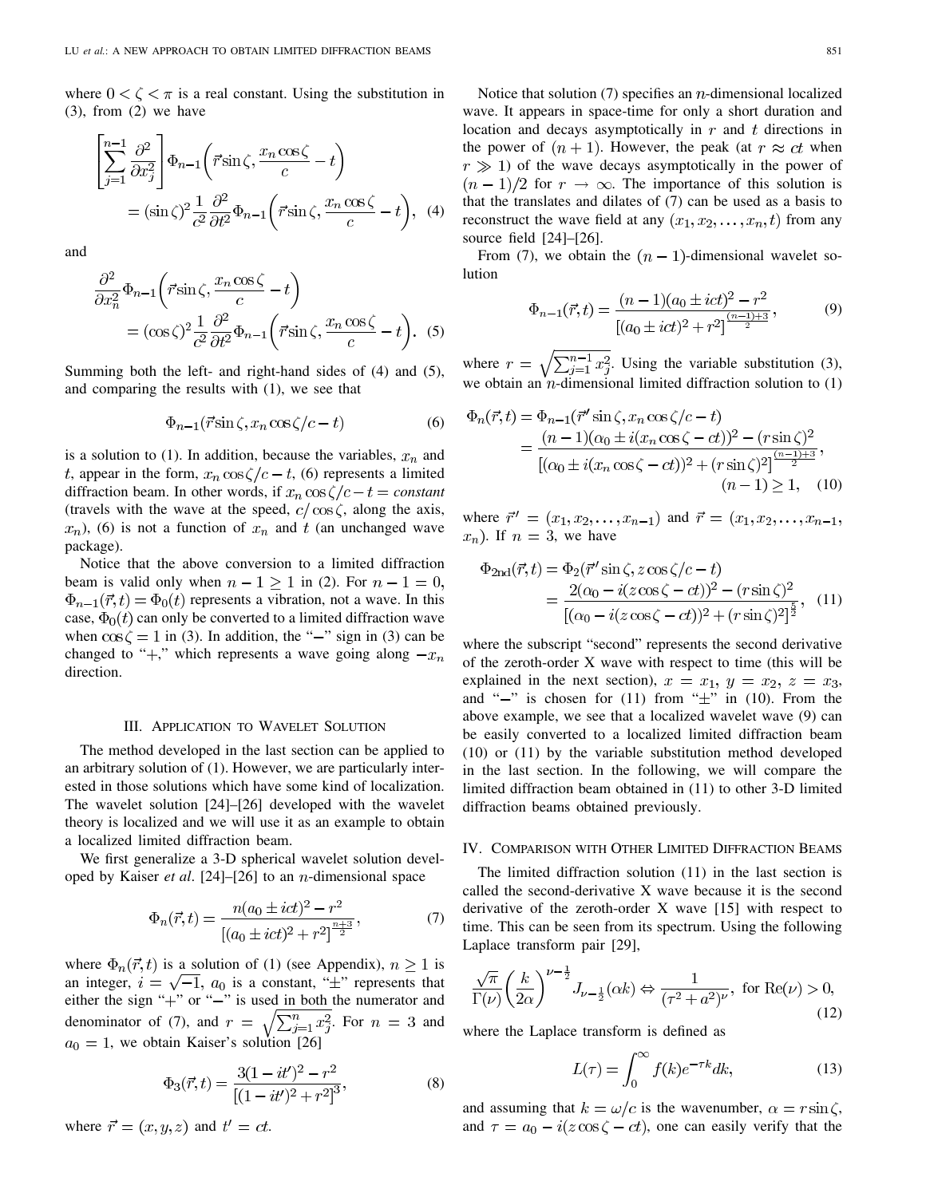where $0 < \zeta < \pi$ is a real constant. Using the substitution in (3), from (2) we have

$$\left[\sum_{j=1}^{n-1} \frac{\partial^2}{\partial x_j^2}\right] \Phi_{n-1}\left(\vec{r}\sin\zeta, \frac{x_n \cos\zeta}{c} - t\right) = (\sin\zeta)^2 \frac{1}{c^2}\frac{\partial^2}{\partial t^2}\Phi_{n-1}\left(\vec{r}\sin\zeta, \frac{x_n\cos\zeta}{c} - t\right), \quad (4)$$

and

$$\frac{\partial^2}{\partial x_n^2}\Phi_{n-1}\left(\vec{r}\sin\zeta, \frac{x_n\cos\zeta}{c} - t\right) = (\cos\zeta)^2 \frac{1}{c^2}\frac{\partial^2}{\partial t^2}\Phi_{n-1}\left(\vec{r}\sin\zeta, \frac{x_n\cos\zeta}{c} - t\right). \quad (5)$$

Summing both the left- and right-hand sides of (4) and (5), and comparing the results with (1), we see that

$$\Phi_{n-1}(\vec{r}\sin\zeta, x_n\cos\zeta/c - t) \quad (6)$$

is a solution to (1). In addition, because the variables, $x_n$ and $t$, appear in the form, $x_n\cos\zeta/c - t$, (6) represents a limited diffraction beam. In other words, if $x_n\cos\zeta/c - t = constant$ (travels with the wave at the speed, $c/\cos\zeta$, along the axis, $x_n$), (6) is not a function of $x_n$ and $t$ (an unchanged wave package).

Notice that the above conversion to a limited diffraction beam is valid only when $n - 1 \geq 1$ in (2). For $n - 1 = 0$, $\Phi_{n-1}(\vec{r}, t) = \Phi_0(t)$ represents a vibration, not a wave. In this case, $\Phi_0(t)$ can only be converted to a limited diffraction wave when $\cos\zeta = 1$ in (3). In addition, the "$-$" sign in (3) can be changed to "$+$," which represents a wave going along $-x_n$ direction.

## III. Application to Wavelet Solution

The method developed in the last section can be applied to an arbitrary solution of (1). However, we are particularly interested in those solutions which have some kind of localization. The wavelet solution [24]–[26] developed with the wavelet theory is localized and we will use it as an example to obtain a localized limited diffraction beam.

We first generalize a 3-D spherical wavelet solution developed by Kaiser *et al.* [24]–[26] to an $n$-dimensional space

$$\Phi_n(\vec{r}, t) = \frac{n(a_0 \pm ict)^2 - r^2}{\left[(a_0 \pm ict)^2 + r^2\right]^{\frac{n+3}{2}}}, \quad (7)$$

where $\Phi_n(\vec{r}, t)$ is a solution of (1) (see Appendix), $n \geq 1$ is an integer, $i = \sqrt{-1}$, $a_0$ is a constant, "$\pm$" represents that either the sign "$+$" or "$-$" is used in both the numerator and denominator of (7), and $r = \sqrt{\sum_{j=1}^{n} x_j^2}$. For $n = 3$ and $a_0 = 1$, we obtain Kaiser's solution [26]

$$\Phi_3(\vec{r}, t) = \frac{3(1 - it')^2 - r^2}{\left[(1 - it')^2 + r^2\right]^3}, \quad (8)$$

where $\vec{r} = (x, y, z)$ and $t' = ct$.

Notice that solution (7) specifies an $n$-dimensional localized wave. It appears in space-time for only a short duration and location and decays asymptotically in $r$ and $t$ directions in the power of $(n + 1)$. However, the peak (at $r \approx ct$ when $r \gg 1$) of the wave decays asymptotically in the power of $(n - 1)/2$ for $r \to \infty$. The importance of this solution is that the translates and dilates of (7) can be used as a basis to reconstruct the wave field at any $(x_1, x_2, \ldots, x_n, t)$ from any source field [24]–[26].

From (7), we obtain the $(n - 1)$-dimensional wavelet solution

$$\Phi_{n-1}(\vec{r}, t) = \frac{(n-1)(a_0 \pm ict)^2 - r^2}{\left[(a_0 \pm ict)^2 + r^2\right]^{\frac{(n-1)+3}{2}}}, \quad (9)$$

where $r = \sqrt{\sum_{j=1}^{n-1} x_j^2}$. Using the variable substitution (3), we obtain an $n$-dimensional limited diffraction solution to (1)

$$\Phi_n(\vec{r}, t) = \Phi_{n-1}(\vec{r}'\sin\zeta, x_n\cos\zeta/c - t) = \frac{(n-1)(\alpha_0 \pm i(x_n\cos\zeta - ct))^2 - (r\sin\zeta)^2}{\left[(\alpha_0 \pm i(x_n\cos\zeta - ct))^2 + (r\sin\zeta)^2\right]^{\frac{(n-1)+3}{2}}}, \quad (n-1) \geq 1, \quad (10)$$

where $\vec{r}' = (x_1, x_2, \ldots, x_{n-1})$ and $\vec{r} = (x_1, x_2, \ldots, x_{n-1}, x_n)$. If $n = 3$, we have

$$\Phi_{\text{2nd}}(\vec{r}, t) = \Phi_2(\vec{r}'\sin\zeta, z\cos\zeta/c - t) = \frac{2(\alpha_0 - i(z\cos\zeta - ct))^2 - (r\sin\zeta)^2}{\left[(\alpha_0 - i(z\cos\zeta - ct))^2 + (r\sin\zeta)^2\right]^{\frac{5}{2}}}, \quad (11)$$

where the subscript "second" represents the second derivative of the zeroth-order X wave with respect to time (this will be explained in the next section), $x = x_1$, $y = x_2$, $z = x_3$, and "$-$" is chosen for (11) from "$\pm$" in (10). From the above example, we see that a localized wavelet wave (9) can be easily converted to a localized limited diffraction beam (10) or (11) by the variable substitution method developed in the last section. In the following, we will compare the limited diffraction beam obtained in (11) to other 3-D limited diffraction beams obtained previously.

## IV. Comparison with Other Limited Diffraction Beams

The limited diffraction solution (11) in the last section is called the second-derivative X wave because it is the second derivative of the zeroth-order X wave [15] with respect to time. This can be seen from its spectrum. Using the following Laplace transform pair [29],

$$\frac{\sqrt{\pi}}{\Gamma(\nu)}\left(\frac{k}{2\alpha}\right)^{\nu - \frac{1}{2}} J_{\nu - \frac{1}{2}}(\alpha k) \Leftrightarrow \frac{1}{(\tau^2 + a^2)^\nu}, \text{ for } \mathrm{Re}(\nu) > 0, \quad (12)$$

where the Laplace transform is defined as

$$L(\tau) = \int_0^\infty f(k)e^{-\tau k}dk, \quad (13)$$

and assuming that $k = \omega/c$ is the wavenumber, $\alpha = r\sin\zeta$, and $\tau = a_0 - i(z\cos\zeta - ct)$, one can easily verify that the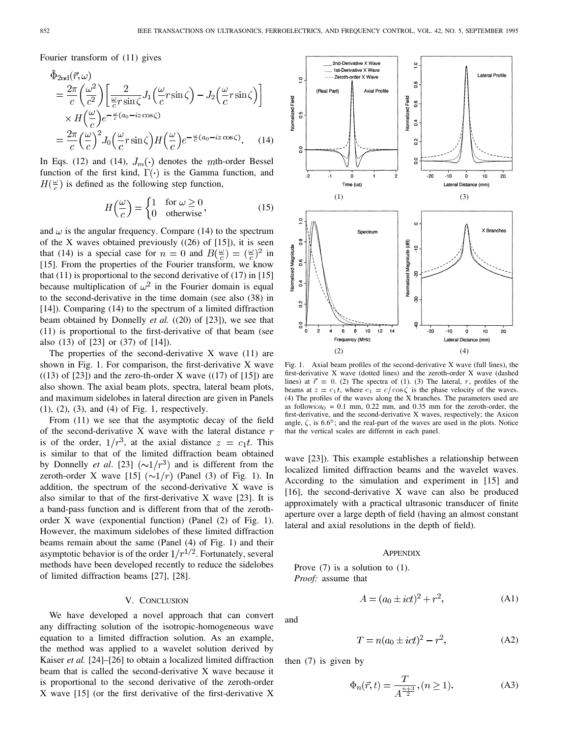Fourier transform of (11) gives

$$
\begin{aligned}
&\tilde{\Phi}_{2\mathrm{nd}}(\vec{r},\omega) \\
&= \frac{2\pi}{c}\left(\frac{\omega^2}{c^2}\right)\left[\frac{2}{\frac{\omega}{c}r\sin\zeta}J_1\left(\frac{\omega}{c}r\sin\zeta\right) - J_2\left(\frac{\omega}{c}r\sin\zeta\right)\right] \\
&\quad \times H\left(\frac{\omega}{c}\right)e^{-\frac{\omega}{c}(a_0 - iz\cos\zeta)} \\
&= \frac{2\pi}{c}\left(\frac{\omega}{c}\right)^2 J_0\left(\frac{\omega}{c}r\sin\zeta\right)H\left(\frac{\omega}{c}\right)e^{-\frac{\omega}{c}(a_0 - iz\cos\zeta)}. \quad (14)
\end{aligned}
$$

In Eqs. (12) and (14), $J_m(\cdot)$ denotes the $m$th-order Bessel function of the first kind, $\Gamma(\cdot)$ is the Gamma function, and $H(\frac{\omega}{c})$ is defined as the following step function,

$$
H\left(\frac{\omega}{c}\right) = \begin{cases} 1 & \text{for } \omega \geq 0 \\ 0 & \text{otherwise} \end{cases}, \quad (15)
$$

and $\omega$ is the angular frequency. Compare (14) to the spectrum of the X waves obtained previously ((26) of [15]), it is seen that (14) is a special case for $n = 0$ and $B(\frac{\omega}{c}) = (\frac{\omega}{c})^2$ in [15]. From the properties of the Fourier transform, we know that (11) is proportional to the second derivative of (17) in [15] because multiplication of $\omega^2$ in the Fourier domain is equal to the second-derivative in the time domain (see also (38) in [14]). Comparing (14) to the spectrum of a limited diffraction beam obtained by Donnelly *et al.* ((20) of [23]), we see that (11) is proportional to the first-derivative of that beam (see also (13) of [23] or (37) of [14]).

The properties of the second-derivative X wave (11) are shown in Fig. 1. For comparison, the first-derivative X wave ((13) of [23]) and the zero-th-order X wave ((17) of [15]) are also shown. The axial beam plots, spectra, lateral beam plots, and maximum sidelobes in lateral direction are given in Panels (1), (2), (3), and (4) of Fig. 1, respectively.

From (11) we see that the asymptotic decay of the field of the second-derivative X wave with the lateral distance $r$ is of the order, $1/r^3$, at the axial distance $z = c_1 t$. This is similar to that of the limited diffraction beam obtained by Donnelly *et al*. [23] ($\sim 1/r^3$) and is different from the zeroth-order X wave [15] ($\sim 1/r$) (Panel (3) of Fig. 1). In addition, the spectrum of the second-derivative X wave is also similar to that of the first-derivative X wave [23]. It is a band-pass function and is different from that of the zeroth-order X wave (exponential function) (Panel (2) of Fig. 1). However, the maximum sidelobes of these limited diffraction beams remain about the same (Panel (4) of Fig. 1) and their asymptotic behavior is of the order $1/r^{1/2}$. Fortunately, several methods have been developed recently to reduce the sidelobes of limited diffraction beams [27], [28].

Fig. 1. Axial beam profiles of the second-derivative X wave (full lines), the first-derivative X wave (dotted lines) and the zeroth-order X wave (dashed lines) at $\vec{r} = 0$. (2) The spectra of (1). (3) The lateral, $r$, profiles of the beams at $z = c_1 t$, where $c_1 = c/\cos\zeta$ is the phase velocity of the waves. (4) The profiles of the waves along the X branches. The parameters used are as follows: $a_0 = 0.1$ mm, 0.22 mm, and 0.35 mm for the zeroth-order, the first-derivative, and the second-derivative X waves, respectively; the Axicon angle, $\zeta$, is 6.6°; and the real-part of the waves are used in the plots. Notice that the vertical scales are different in each panel.

## V. Conclusion

We have developed a novel approach that can convert any diffracting solution of the isotropic-homogeneous wave equation to a limited diffraction solution. As an example, the method was applied to a wavelet solution derived by Kaiser *et al.* [24]–[26] to obtain a localized limited diffraction beam that is called the second-derivative X wave because it is proportional to the second derivative of the zeroth-order X wave [15] (or the first derivative of the first-derivative X wave [23]). This example establishes a relationship between localized limited diffraction beams and the wavelet waves. According to the simulation and experiment in [15] and [16], the second-derivative X wave can also be produced approximately with a practical ultrasonic transducer of finite aperture over a large depth of field (having an almost constant lateral and axial resolutions in the depth of field).

## Appendix

Prove (7) is a solution to (1).

*Proof:* assume that

$$
A = (a_0 \pm ict)^2 + r^2, \quad \text{(A1)}
$$

and

$$
T = n(a_0 \pm ict)^2 - r^2, \quad \text{(A2)}
$$

then (7) is given by

$$
\Phi_n(\vec{r},t) = \frac{T}{A^{\frac{n+3}{2}}}, (n \geq 1). \quad \text{(A3)}
$$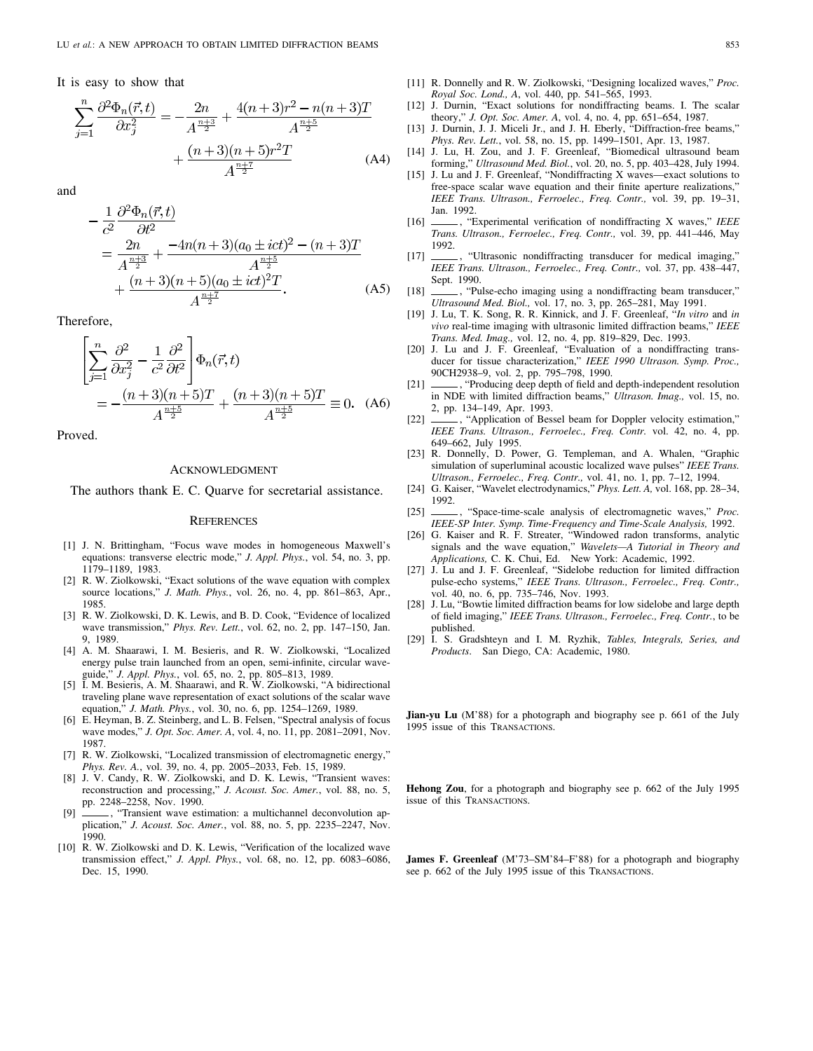It is easy to show that

$$\sum_{j=1}^{n} \frac{\partial^2 \Phi_n(\vec{r},t)}{\partial x_j^2} = -\frac{2n}{A^{\frac{n+3}{2}}} + \frac{4(n+3)r^2 - n(n+3)T}{A^{\frac{n+5}{2}}} + \frac{(n+3)(n+5)r^2 T}{A^{\frac{n+7}{2}}} \tag{A4}$$

and

$$-\frac{1}{c^2}\frac{\partial^2 \Phi_n(\vec{r},t)}{\partial t^2} = \frac{2n}{A^{\frac{n+3}{2}}} + \frac{-4n(n+3)(a_0 \pm ict)^2 - (n+3)T}{A^{\frac{n+5}{2}}} + \frac{(n+3)(n+5)(a_0 \pm ict)^2 T}{A^{\frac{n+7}{2}}}. \tag{A5}$$

Therefore,

$$\left[\sum_{j=1}^{n} \frac{\partial^2}{\partial x_j^2} - \frac{1}{c^2}\frac{\partial^2}{\partial t^2}\right]\Phi_n(\vec{r},t) = -\frac{(n+3)(n+5)T}{A^{\frac{n+5}{2}}} + \frac{(n+3)(n+5)T}{A^{\frac{n+5}{2}}} \equiv 0. \tag{A6}$$

Proved.

## Acknowledgment

The authors thank E. C. Quarve for secretarial assistance.

## References

[1] J. N. Brittingham, "Focus wave modes in homogeneous Maxwell's equations: transverse electric mode," *J. Appl. Phys.*, vol. 54, no. 3, pp. 1179–1189, 1983.

[2] R. W. Ziolkowski, "Exact solutions of the wave equation with complex source locations," *J. Math. Phys.*, vol. 26, no. 4, pp. 861–863, Apr., 1985.

[3] R. W. Ziolkowski, D. K. Lewis, and B. D. Cook, "Evidence of localized wave transmission," *Phys. Rev. Lett.*, vol. 62, no. 2, pp. 147–150, Jan. 9, 1989.

[4] A. M. Shaarawi, I. M. Besieris, and R. W. Ziolkowski, "Localized energy pulse train launched from an open, semi-infinite, circular waveguide," *J. Appl. Phys.*, vol. 65, no. 2, pp. 805–813, 1989.

[5] I. M. Besieris, A. M. Shaarawi, and R. W. Ziolkowski, "A bidirectional traveling plane wave representation of exact solutions of the scalar wave equation," *J. Math. Phys.*, vol. 30, no. 6, pp. 1254–1269, 1989.

[6] E. Heyman, B. Z. Steinberg, and L. B. Felsen, "Spectral analysis of focus wave modes," *J. Opt. Soc. Amer. A*, vol. 4, no. 11, pp. 2081–2091, Nov. 1987.

[7] R. W. Ziolkowski, "Localized transmission of electromagnetic energy," *Phys. Rev. A.*, vol. 39, no. 4, pp. 2005–2033, Feb. 15, 1989.

[8] J. V. Candy, R. W. Ziolkowski, and D. K. Lewis, "Transient waves: reconstruction and processing," *J. Acoust. Soc. Amer.*, vol. 88, no. 5, pp. 2248–2258, Nov. 1990.

[9] ——, "Transient wave estimation: a multichannel deconvolution application," *J. Acoust. Soc. Amer.*, vol. 88, no. 5, pp. 2235–2247, Nov. 1990.

[10] R. W. Ziolkowski and D. K. Lewis, "Verification of the localized wave transmission effect," *J. Appl. Phys.*, vol. 68, no. 12, pp. 6083–6086, Dec. 15, 1990.

[11] R. Donnelly and R. W. Ziolkowski, "Designing localized waves," *Proc. Royal Soc. Lond., A*, vol. 440, pp. 541–565, 1993.

[12] J. Durnin, "Exact solutions for nondiffracting beams. I. The scalar theory," *J. Opt. Soc. Amer. A*, vol. 4, no. 4, pp. 651–654, 1987.

[13] J. Durnin, J. J. Miceli Jr., and J. H. Eberly, "Diffraction-free beams," *Phys. Rev. Lett.*, vol. 58, no. 15, pp. 1499–1501, Apr. 13, 1987.

[14] J. Lu, H. Zou, and J. F. Greenleaf, "Biomedical ultrasound beam forming," *Ultrasound Med. Biol.*, vol. 20, no. 5, pp. 403–428, July 1994.

[15] J. Lu and J. F. Greenleaf, "Nondiffracting X waves—exact solutions to free-space scalar wave equation and their finite aperture realizations," *IEEE Trans. Ultrason., Ferroelec., Freq. Contr.,* vol. 39, pp. 19–31, Jan. 1992.

[16] ——, "Experimental verification of nondiffracting X waves," *IEEE Trans. Ultrason., Ferroelec., Freq. Contr.,* vol. 39, pp. 441–446, May 1992.

[17] ——, "Ultrasonic nondiffracting transducer for medical imaging," *IEEE Trans. Ultrason., Ferroelec., Freq. Contr.,* vol. 37, pp. 438–447, Sept. 1990.

[18] ——, "Pulse-echo imaging using a nondiffracting beam transducer," *Ultrasound Med. Biol.,* vol. 17, no. 3, pp. 265–281, May 1991.

[19] J. Lu, T. K. Song, R. R. Kinnick, and J. F. Greenleaf, "*In vitro* and *in vivo* real-time imaging with ultrasonic limited diffraction beams," *IEEE Trans. Med. Imag.,* vol. 12, no. 4, pp. 819–829, Dec. 1993.

[20] J. Lu and J. F. Greenleaf, "Evaluation of a nondiffracting transducer for tissue characterization," *IEEE 1990 Ultrason. Symp. Proc.,* 90CH2938–9, vol. 2, pp. 795–798, 1990.

[21] ——, "Producing deep depth of field and depth-independent resolution in NDE with limited diffraction beams," *Ultrason. Imag.,* vol. 15, no. 2, pp. 134–149, Apr. 1993.

[22] ——, "Application of Bessel beam for Doppler velocity estimation," *IEEE Trans. Ultrason., Ferroelec., Freq. Contr* vol. 42, no. 4, pp. 649–662, July 1995.

[23] R. Donnelly, D. Power, G. Templeman, and A. Whalen, "Graphic simulation of superluminal acoustic localized wave pulses" *IEEE Trans. Ultrason., Ferroelec., Freq. Contr.,* vol. 41, no. 1, pp. 7–12, 1994.

[24] G. Kaiser, "Wavelet electrodynamics," *Phys. Lett. A,* vol. 168, pp. 28–34, 1992.

[25] ——, "Space-time-scale analysis of electromagnetic waves," *Proc. IEEE-SP Inter. Symp. Time-Frequency and Time-Scale Analysis,* 1992.

[26] G. Kaiser and R. F. Streater, "Windowed radon transforms, analytic signals and the wave equation," *Wavelets—A Tutorial in Theory and Applications,* C. K. Chui, Ed. New York: Academic, 1992.

[27] J. Lu and J. F. Greenleaf, "Sidelobe reduction for limited diffraction pulse-echo systems," *IEEE Trans. Ultrason., Ferroelec., Freq. Contr.,* vol. 40, no. 6, pp. 735–746, Nov. 1993.

[28] J. Lu, "Bowtie limited diffraction beams for low sidelobe and large depth of field imaging," *IEEE Trans. Ultrason., Ferroelec., Freq. Contr.*, to be published.

[29] I. S. Gradshteyn and I. M. Ryzhik, *Tables, Integrals, Series, and Products*. San Diego, CA: Academic, 1980.

**Jian-yu Lu** (M'88) for a photograph and biography see p. 661 of the July 1995 issue of this Transactions.

**Hehong Zou**, for a photograph and biography see p. 662 of the July 1995 issue of this Transactions.

**James F. Greenleaf** (M'73–SM'84–F'88) for a photograph and biography see p. 662 of the July 1995 issue of this Transactions.